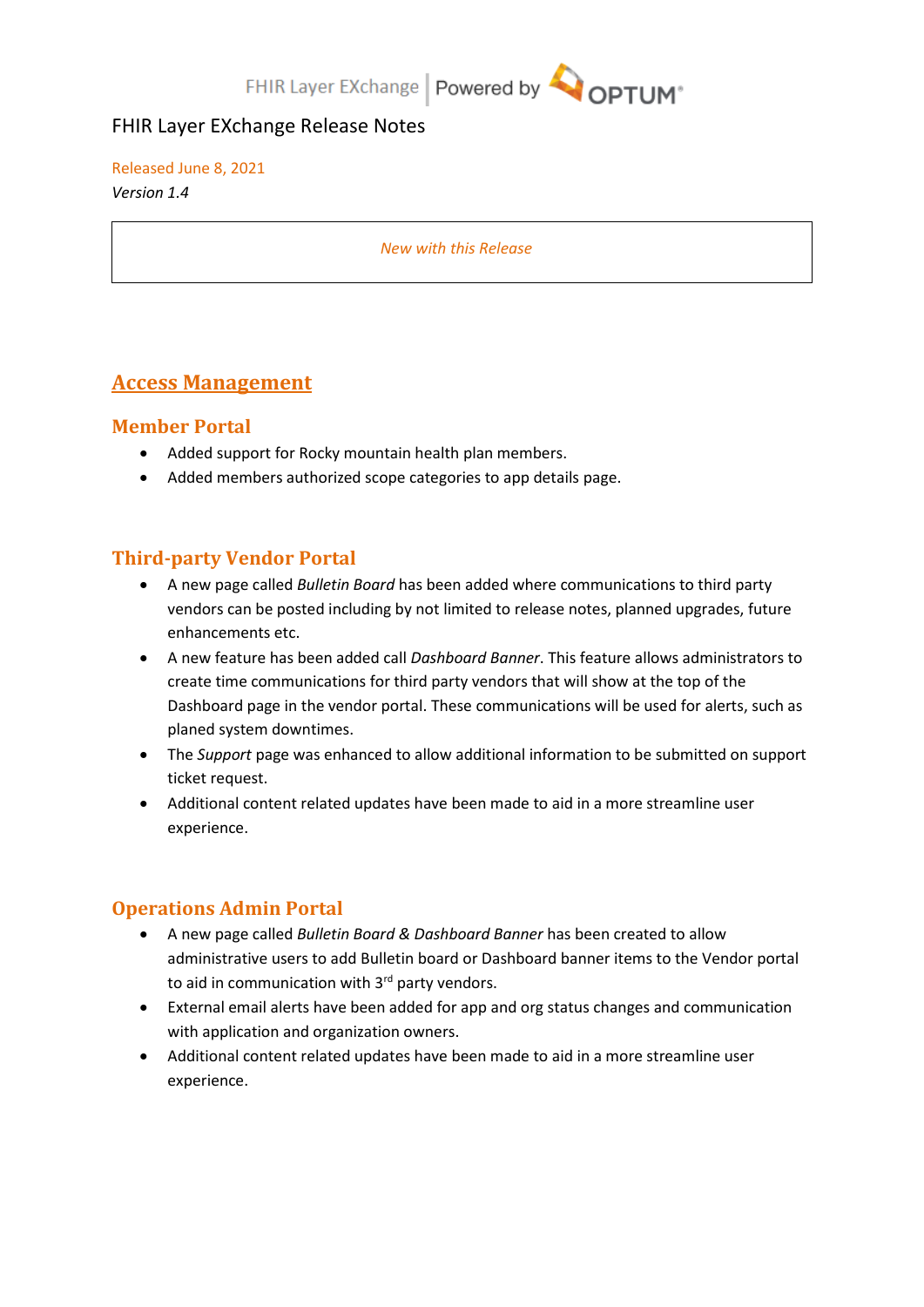FHIR Layer EXchange | Powered by OPTUM

# FHIR Layer EXchange Release Notes

Released June 8, 2021

*Version 1.4*

*New with this Release*

## Access Management

### Member Portal

- Added support for Rocky mountain health plan members.
- Added members authorized scope categories to app details page.

### Third-party Vendor Portal

- A new page called *Bulletin Board* has been added where communications to third party vendors can be posted including by not limited to release notes, planned upgrades, future enhancements etc.
- A new feature has been added call *Dashboard Banner*. This feature allows administrators to create time communications for third party vendors that will show at the top of the Dashboard page in the vendor portal. These communications will be used for alerts, such as planed system downtimes.
- The *Support* page was enhanced to allow additional information to be submitted on support ticket request.
- Additional content related updates have been made to aid in a more streamline user experience.

### Operations Admin Portal

- A new page called *Bulletin Board & Dashboard Banner* has been created to allow administrative users to add Bulletin board or Dashboard banner items to the Vendor portal to aid in communication with 3rd party vendors.
- External email alerts have been added for app and org status changes and communication with application and organization owners.
- Additional content related updates have been made to aid in a more streamline user experience.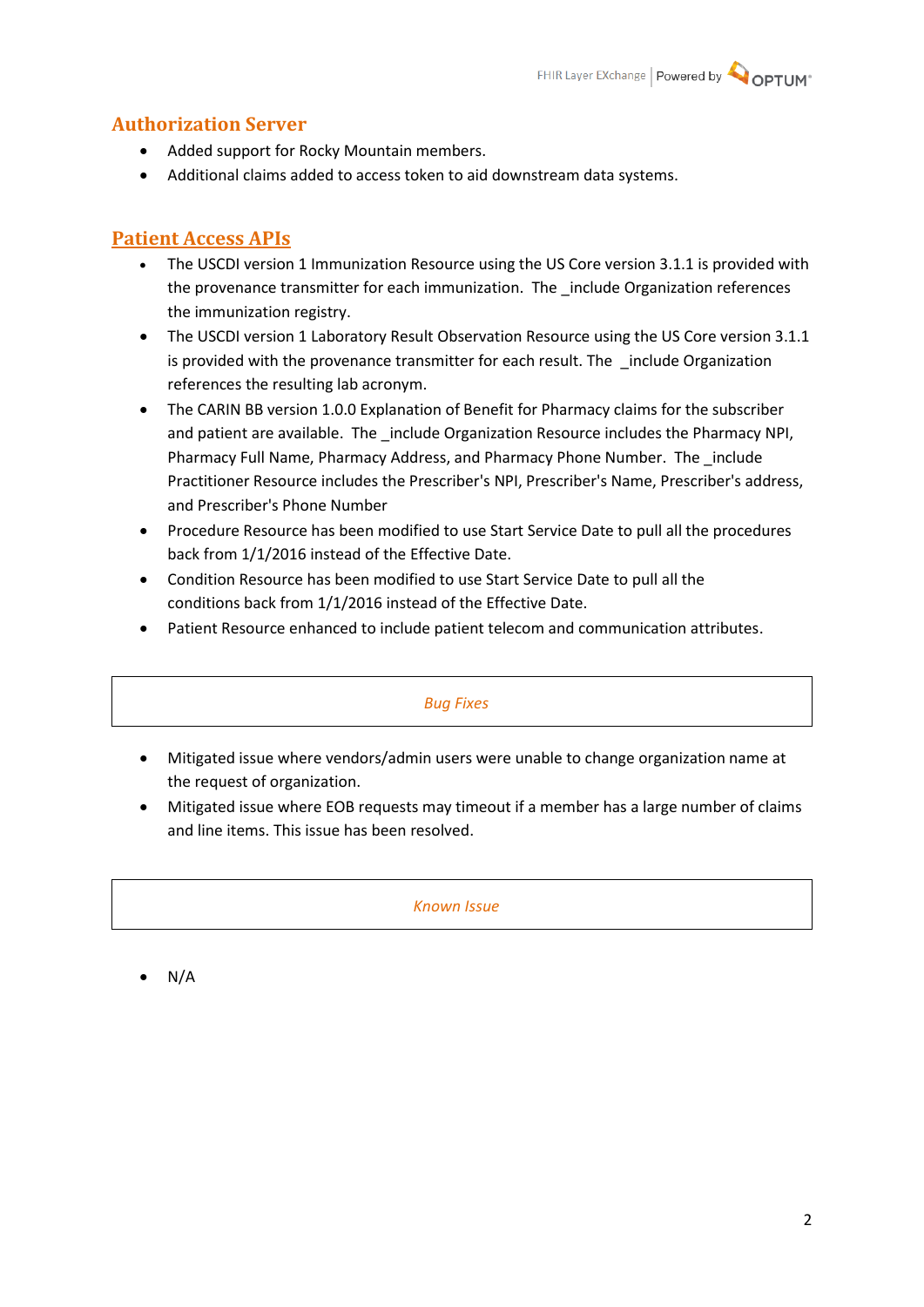## Authorization Server

- Added support for Rocky Mountain members.
- Additional claims added to access token to aid downstream data systems.

## Patient Access APIs

- The USCDI version 1 Immunization Resource using the US Core version 3.1.1 is provided with the provenance transmitter for each immunization. The _include Organization references the immunization registry.
- The USCDI version 1 Laboratory Result Observation Resource using the US Core version 3.1.1 is provided with the provenance transmitter for each result. The _include Organization references the resulting lab acronym.
- The CARIN BB version 1.0.0 Explanation of Benefit for Pharmacy claims for the subscriber and patient are available. The _include Organization Resource includes the Pharmacy NPI, Pharmacy Full Name, Pharmacy Address, and Pharmacy Phone Number. The _include Practitioner Resource includes the Prescriber's NPI, Prescriber's Name, Prescriber's address, and Prescriber's Phone Number
- Procedure Resource has been modified to use Start Service Date to pull all the procedures back from 1/1/2016 instead of the Effective Date.
- Condition Resource has been modified to use Start Service Date to pull all the conditions back from 1/1/2016 instead of the Effective Date.
- Patient Resource enhanced to include patient telecom and communication attributes.

### *Bug Fixes*

- Mitigated issue where vendors/admin users were unable to change organization name at the request of organization.
- Mitigated issue where EOB requests may timeout if a member has a large number of claims and line items. This issue has been resolved.

### *Known Issue*

- N/A